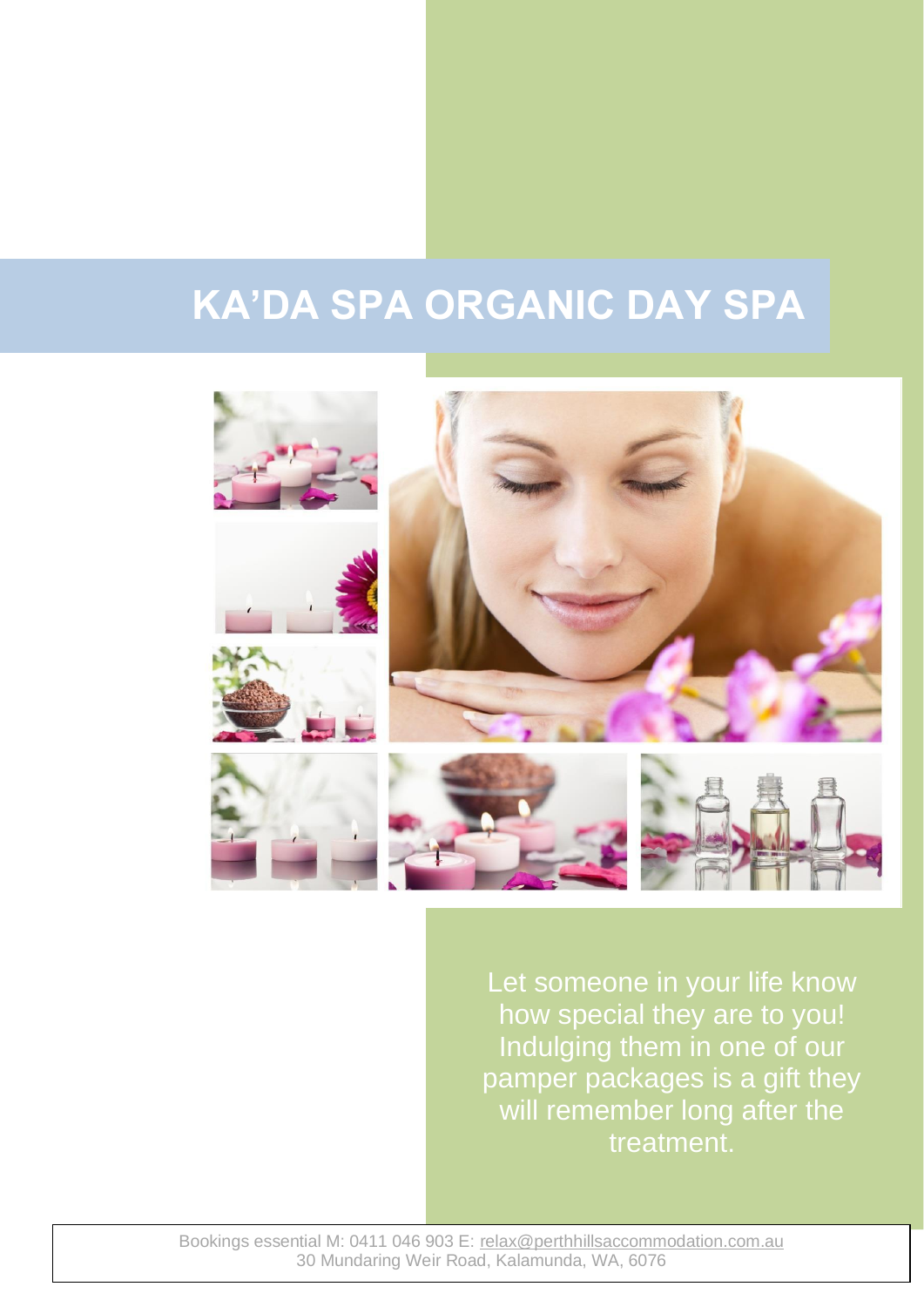# KA'DA SPA ORGANIC DAY SPA

Let someone in your life know how special they are to you! Indulging them in one of our pamper packages is a gift they will remember long after the treatment.

Bookings essential M: 0411 046 903 E: relax@perthhillsaccommodation.com.au
30 Mundaring Weir Road, Kalamunda, WA, 6076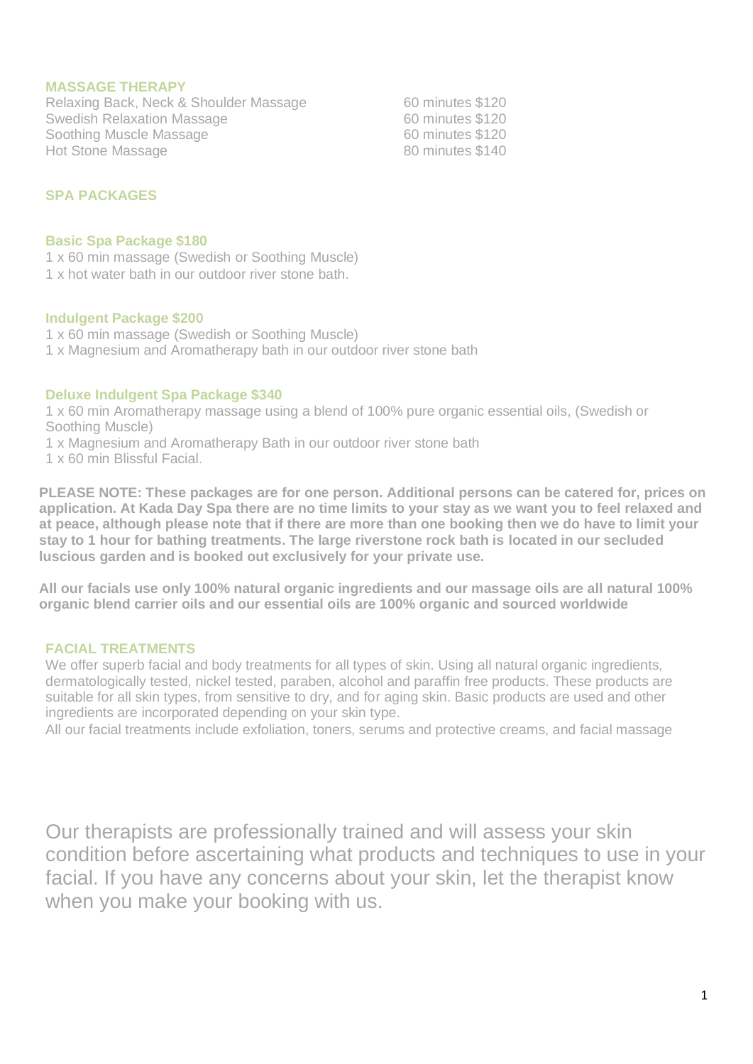## MASSAGE THERAPY

| | |
|---|---|
| Relaxing Back, Neck & Shoulder Massage | 60 minutes $120 |
| Swedish Relaxation Massage | 60 minutes $120 |
| Soothing Muscle Massage | 60 minutes $120 |
| Hot Stone Massage | 80 minutes $140 |

## SPA PACKAGES

### Basic Spa Package $180

1 x 60 min massage (Swedish or Soothing Muscle)
1 x hot water bath in our outdoor river stone bath.

### Indulgent Package $200

1 x 60 min massage (Swedish or Soothing Muscle)
1 x Magnesium and Aromatherapy bath in our outdoor river stone bath

### Deluxe Indulgent Spa Package $340

1 x 60 min Aromatherapy massage using a blend of 100% pure organic essential oils, (Swedish or Soothing Muscle)
1 x Magnesium and Aromatherapy Bath in our outdoor river stone bath
1 x 60 min Blissful Facial.

**PLEASE NOTE: These packages are for one person. Additional persons can be catered for, prices on application. At Kada Day Spa there are no time limits to your stay as we want you to feel relaxed and at peace, although please note that if there are more than one booking then we do have to limit your stay to 1 hour for bathing treatments. The large riverstone rock bath is located in our secluded luscious garden and is booked out exclusively for your private use.**

**All our facials use only 100% natural organic ingredients and our massage oils are all natural 100% organic blend carrier oils and our essential oils are 100% organic and sourced worldwide**

## FACIAL TREATMENTS

We offer superb facial and body treatments for all types of skin. Using all natural organic ingredients, dermatologically tested, nickel tested, paraben, alcohol and paraffin free products. These products are suitable for all skin types, from sensitive to dry, and for aging skin. Basic products are used and other ingredients are incorporated depending on your skin type.
All our facial treatments include exfoliation, toners, serums and protective creams, and facial massage

Our therapists are professionally trained and will assess your skin condition before ascertaining what products and techniques to use in your facial. If you have any concerns about your skin, let the therapist know when you make your booking with us.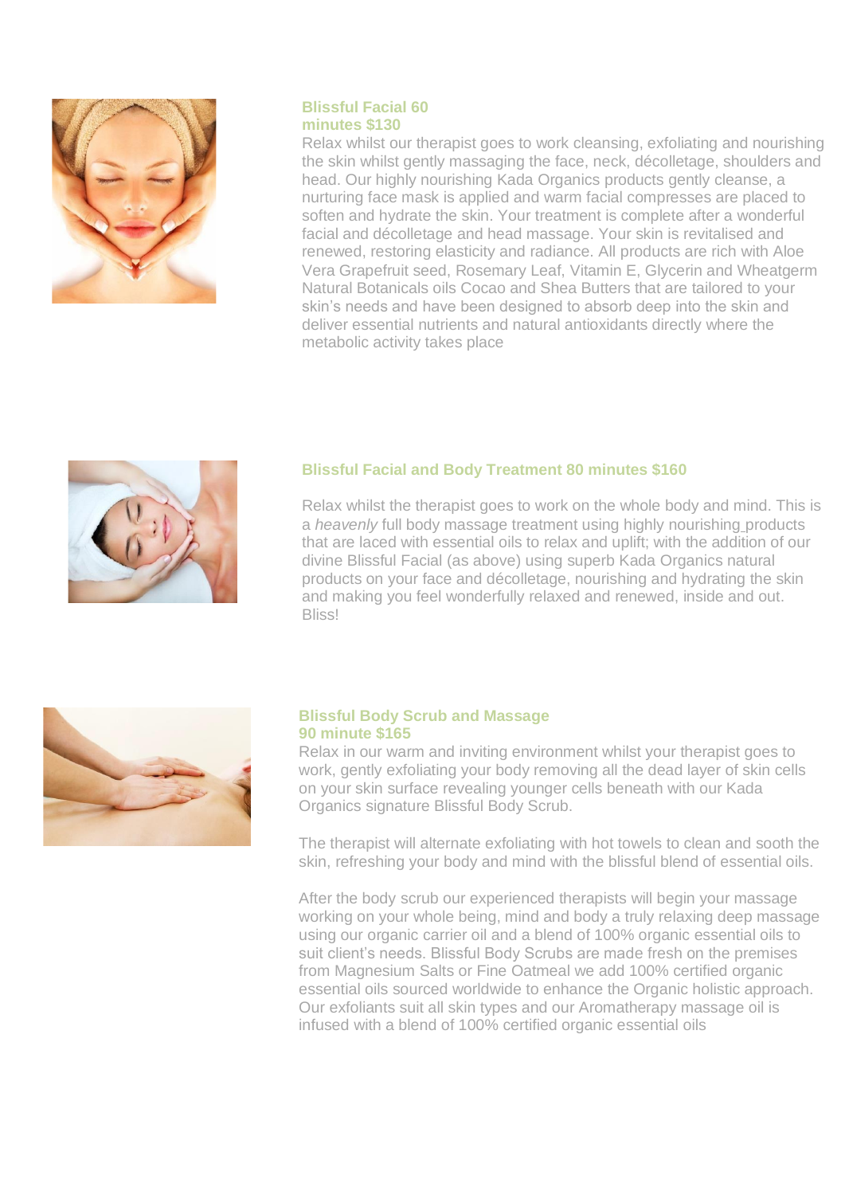### Blissful Facial 60 minutes $130

Relax whilst our therapist goes to work cleansing, exfoliating and nourishing the skin whilst gently massaging the face, neck, décolletage, shoulders and head. Our highly nourishing Kada Organics products gently cleanse, a nurturing face mask is applied and warm facial compresses are placed to soften and hydrate the skin. Your treatment is complete after a wonderful facial and décolletage and head massage. Your skin is revitalised and renewed, restoring elasticity and radiance. All products are rich with Aloe Vera Grapefruit seed, Rosemary Leaf, Vitamin E, Glycerin and Wheatgerm Natural Botanicals oils Cocao and Shea Butters that are tailored to your skin's needs and have been designed to absorb deep into the skin and deliver essential nutrients and natural antioxidants directly where the metabolic activity takes place

### Blissful Facial and Body Treatment 80 minutes $160

Relax whilst the therapist goes to work on the whole body and mind. This is a *heavenly* full body massage treatment using highly nourishing products that are laced with essential oils to relax and uplift; with the addition of our divine Blissful Facial (as above) using superb Kada Organics natural products on your face and décolletage, nourishing and hydrating the skin and making you feel wonderfully relaxed and renewed, inside and out. Bliss!

### Blissful Body Scrub and Massage 90 minute $165

Relax in our warm and inviting environment whilst your therapist goes to work, gently exfoliating your body removing all the dead layer of skin cells on your skin surface revealing younger cells beneath with our Kada Organics signature Blissful Body Scrub.

The therapist will alternate exfoliating with hot towels to clean and sooth the skin, refreshing your body and mind with the blissful blend of essential oils.

After the body scrub our experienced therapists will begin your massage working on your whole being, mind and body a truly relaxing deep massage using our organic carrier oil and a blend of 100% organic essential oils to suit client's needs. Blissful Body Scrubs are made fresh on the premises from Magnesium Salts or Fine Oatmeal we add 100% certified organic essential oils sourced worldwide to enhance the Organic holistic approach. Our exfoliants suit all skin types and our Aromatherapy massage oil is infused with a blend of 100% certified organic essential oils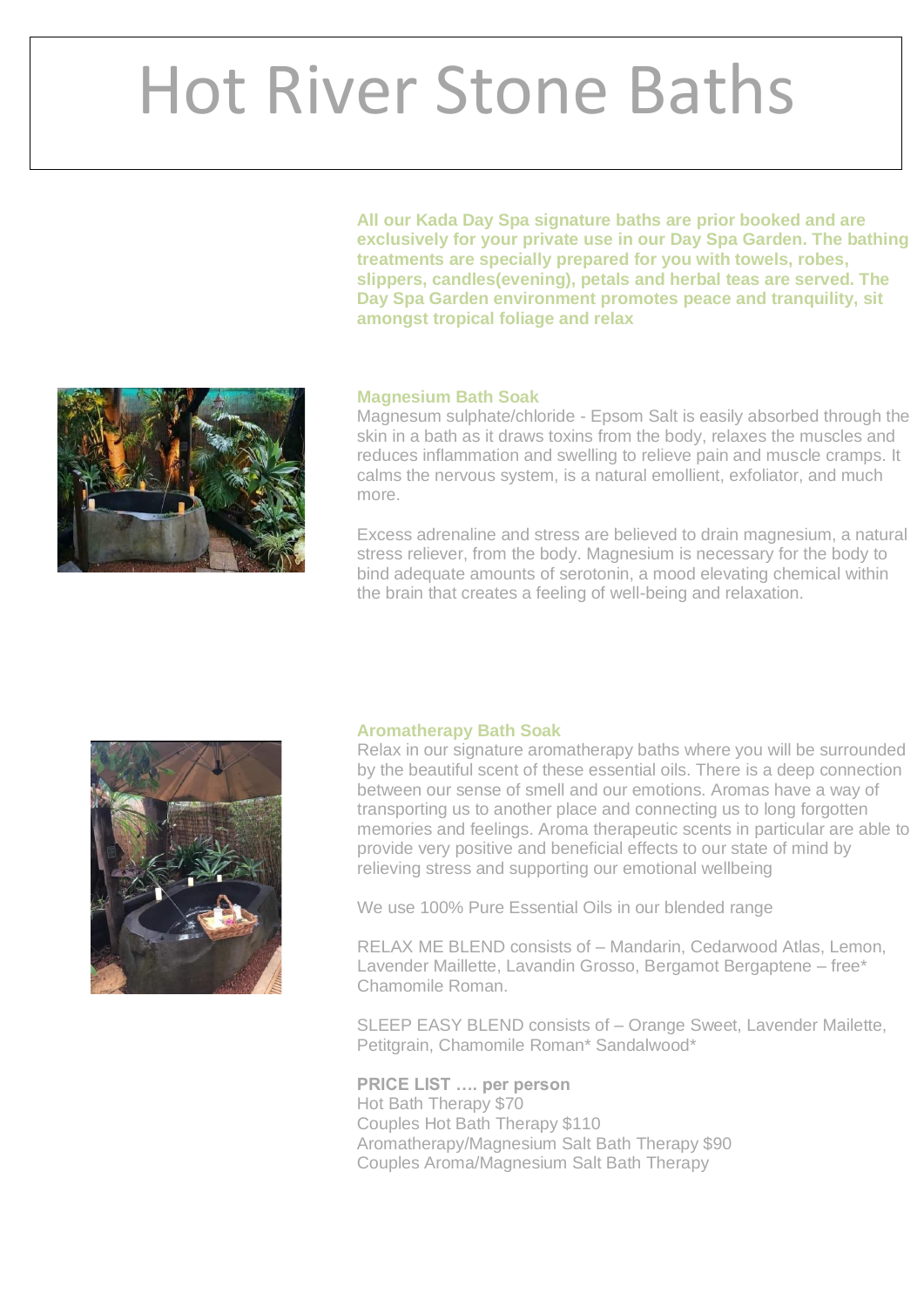# Hot River Stone Baths

**All our Kada Day Spa signature baths are prior booked and are exclusively for your private use in our Day Spa Garden. The bathing treatments are specially prepared for you with towels, robes, slippers, candles(evening), petals and herbal teas are served. The Day Spa Garden environment promotes peace and tranquility, sit amongst tropical foliage and relax**

### Magnesium Bath Soak

Magnesum sulphate/chloride - Epsom Salt is easily absorbed through the skin in a bath as it draws toxins from the body, relaxes the muscles and reduces inflammation and swelling to relieve pain and muscle cramps. It calms the nervous system, is a natural emollient, exfoliator, and much more.

Excess adrenaline and stress are believed to drain magnesium, a natural stress reliever, from the body. Magnesium is necessary for the body to bind adequate amounts of serotonin, a mood elevating chemical within the brain that creates a feeling of well-being and relaxation.

### Aromatherapy Bath Soak

Relax in our signature aromatherapy baths where you will be surrounded by the beautiful scent of these essential oils. There is a deep connection between our sense of smell and our emotions. Aromas have a way of transporting us to another place and connecting us to long forgotten memories and feelings. Aroma therapeutic scents in particular are able to provide very positive and beneficial effects to our state of mind by relieving stress and supporting our emotional wellbeing

We use 100% Pure Essential Oils in our blended range

RELAX ME BLEND consists of – Mandarin, Cedarwood Atlas, Lemon, Lavender Maillette, Lavandin Grosso, Bergamot Bergaptene – free* Chamomile Roman.

SLEEP EASY BLEND consists of – Orange Sweet, Lavender Mailette, Petitgrain, Chamomile Roman* Sandalwood*

**PRICE LIST …. per person**
Hot Bath Therapy $70
Couples Hot Bath Therapy $110
Aromatherapy/Magnesium Salt Bath Therapy $90
Couples Aroma/Magnesium Salt Bath Therapy